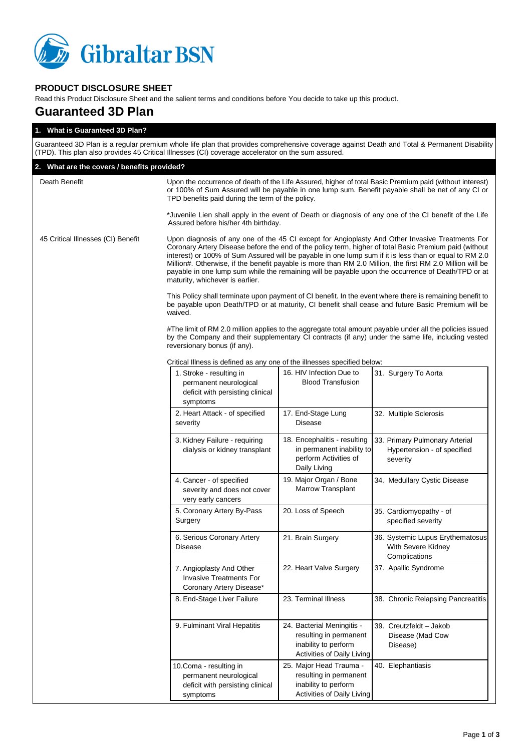Gibraltar BSN

## PRODUCT DISCLOSURE SHEET

Read this Product Disclosure Sheet and the salient terms and conditions before You decide to take up this product.

# Guaranteed 3D Plan

### 1. What is Guaranteed 3D Plan?

Guaranteed 3D Plan is a regular premium whole life plan that provides comprehensive coverage against Death and Total & Permanent Disability (TPD). This plan also provides 45 Critical Illnesses (CI) coverage accelerator on the sum assured.

### 2. What are the covers / benefits provided?

**Death Benefit**

Upon the occurrence of death of the Life Assured, higher of total Basic Premium paid (without interest) or 100% of Sum Assured will be payable in one lump sum. Benefit payable shall be net of any CI or TPD benefits paid during the term of the policy.

*Juvenile Lien shall apply in the event of Death or diagnosis of any one of the CI benefit of the Life Assured before his/her 4th birthday.

**45 Critical Illnesses (CI) Benefit**

Upon diagnosis of any one of the 45 CI except for Angioplasty And Other Invasive Treatments For Coronary Artery Disease before the end of the policy term, higher of total Basic Premium paid (without interest) or 100% of Sum Assured will be payable in one lump sum if it is less than or equal to RM 2.0 Million#. Otherwise, if the benefit payable is more than RM 2.0 Million, the first RM 2.0 Million will be payable in one lump sum while the remaining will be payable upon the occurrence of Death/TPD or at maturity, whichever is earlier.

This Policy shall terminate upon payment of CI benefit. In the event where there is remaining benefit to be payable upon Death/TPD or at maturity, CI benefit shall cease and future Basic Premium will be waived.

#The limit of RM 2.0 million applies to the aggregate total amount payable under all the policies issued by the Company and their supplementary CI contracts (if any) under the same life, including vested reversionary bonus (if any).

Critical Illness is defined as any one of the illnesses specified below:

| | | |
|---|---|---|
| 1. Stroke - resulting in permanent neurological deficit with persisting clinical symptoms | 16. HIV Infection Due to Blood Transfusion | 31. Surgery To Aorta |
| 2. Heart Attack - of specified severity | 17. End-Stage Lung Disease | 32. Multiple Sclerosis |
| 3. Kidney Failure - requiring dialysis or kidney transplant | 18. Encephalitis - resulting in permanent inability to perform Activities of Daily Living | 33. Primary Pulmonary Arterial Hypertension - of specified severity |
| 4. Cancer - of specified severity and does not cover very early cancers | 19. Major Organ / Bone Marrow Transplant | 34. Medullary Cystic Disease |
| 5. Coronary Artery By-Pass Surgery | 20. Loss of Speech | 35. Cardiomyopathy - of specified severity |
| 6. Serious Coronary Artery Disease | 21. Brain Surgery | 36. Systemic Lupus Erythematosus With Severe Kidney Complications |
| 7. Angioplasty And Other Invasive Treatments For Coronary Artery Disease* | 22. Heart Valve Surgery | 37. Apallic Syndrome |
| 8. End-Stage Liver Failure | 23. Terminal Illness | 38. Chronic Relapsing Pancreatitis |
| 9. Fulminant Viral Hepatitis | 24. Bacterial Meningitis - resulting in permanent inability to perform Activities of Daily Living | 39. Creutzfeldt – Jakob Disease (Mad Cow Disease) |
| 10. Coma - resulting in permanent neurological deficit with persisting clinical symptoms | 25. Major Head Trauma - resulting in permanent inability to perform Activities of Daily Living | 40. Elephantiasis |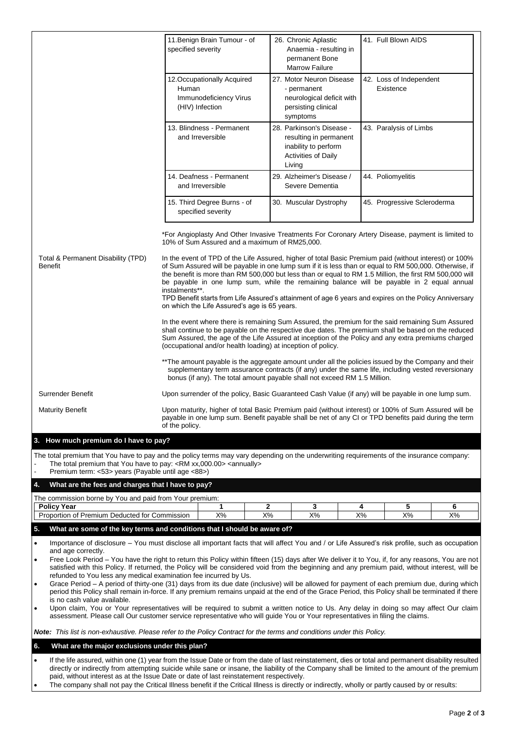| | | |
|---|---|---|
| 11. Benign Brain Tumour - of specified severity | 26. Chronic Aplastic Anaemia - resulting in permanent Bone Marrow Failure | 41. Full Blown AIDS |
| 12. Occupationally Acquired Human Immunodeficiency Virus (HIV) Infection | 27. Motor Neuron Disease - permanent neurological deficit with persisting clinical symptoms | 42. Loss of Independent Existence |
| 13. Blindness - Permanent and Irreversible | 28. Parkinson's Disease - resulting in permanent inability to perform Activities of Daily Living | 43. Paralysis of Limbs |
| 14. Deafness - Permanent and Irreversible | 29. Alzheimer's Disease / Severe Dementia | 44. Poliomyelitis |
| 15. Third Degree Burns - of specified severity | 30. Muscular Dystrophy | 45. Progressive Scleroderma |

*For Angioplasty And Other Invasive Treatments For Coronary Artery Disease, payment is limited to 10% of Sum Assured and a maximum of RM25,000.

**Total & Permanent Disability (TPD) Benefit**

In the event of TPD of the Life Assured, higher of total Basic Premium paid (without interest) or 100% of Sum Assured will be payable in one lump sum if it is less than or equal to RM 500,000. Otherwise, if the benefit is more than RM 500,000 but less than or equal to RM 1.5 Million, the first RM 500,000 will be payable in one lump sum, while the remaining balance will be payable in 2 equal annual instalments**.

TPD Benefit starts from Life Assured's attainment of age 6 years and expires on the Policy Anniversary on which the Life Assured's age is 65 years.

In the event where there is remaining Sum Assured, the premium for the said remaining Sum Assured shall continue to be payable on the respective due dates. The premium shall be based on the reduced Sum Assured, the age of the Life Assured at inception of the Policy and any extra premiums charged (occupational and/or health loading) at inception of policy.

**The amount payable is the aggregate amount under all the policies issued by the Company and their supplementary term assurance contracts (if any) under the same life, including vested reversionary bonus (if any). The total amount payable shall not exceed RM 1.5 Million.

**Surrender Benefit**

Upon surrender of the policy, Basic Guaranteed Cash Value (if any) will be payable in one lump sum.

**Maturity Benefit**

Upon maturity, higher of total Basic Premium paid (without interest) or 100% of Sum Assured will be payable in one lump sum. Benefit payable shall be net of any CI or TPD benefits paid during the term of the policy.

## 3. How much premium do I have to pay?

The total premium that You have to pay and the policy terms may vary depending on the underwriting requirements of the insurance company:

- The total premium that You have to pay: <RM xx,000.00> <annually>
- Premium term: <53> years (Payable until age <88>)

## 4. What are the fees and charges that I have to pay?

The commission borne by You and paid from Your premium:

| Policy Year | 1 | 2 | 3 | 4 | 5 | 6 |
|---|---|---|---|---|---|---|
| Proportion of Premium Deducted for Commission | X% | X% | X% | X% | X% | X% |

## 5. What are some of the key terms and conditions that I should be aware of?

- Importance of disclosure – You must disclose all important facts that will affect You and / or Life Assured's risk profile, such as occupation and age correctly.
- Free Look Period – You have the right to return this Policy within fifteen (15) days after We deliver it to You, if, for any reasons, You are not satisfied with this Policy. If returned, the Policy will be considered void from the beginning and any premium paid, without interest, will be refunded to You less any medical examination fee incurred by Us.
- Grace Period – A period of thirty-one (31) days from its due date (inclusive) will be allowed for payment of each premium due, during which period this Policy shall remain in-force. If any premium remains unpaid at the end of the Grace Period, this Policy shall be terminated if there is no cash value available.
- Upon claim, You or Your representatives will be required to submit a written notice to Us. Any delay in doing so may affect Our claim assessment. Please call Our customer service representative who will guide You or Your representatives in filing the claims.

***Note:** This list is non-exhaustive. Please refer to the Policy Contract for the terms and conditions under this Policy.*

## 6. What are the major exclusions under this plan?

- If the life assured, within one (1) year from the Issue Date or from the date of last reinstatement, dies or total and permanent disability resulted directly or indirectly from attempting suicide while sane or insane, the liability of the Company shall be limited to the amount of the premium paid, without interest as at the Issue Date or date of last reinstatement respectively.
- The company shall not pay the Critical Illness benefit if the Critical Illness is directly or indirectly, wholly or partly caused by or results: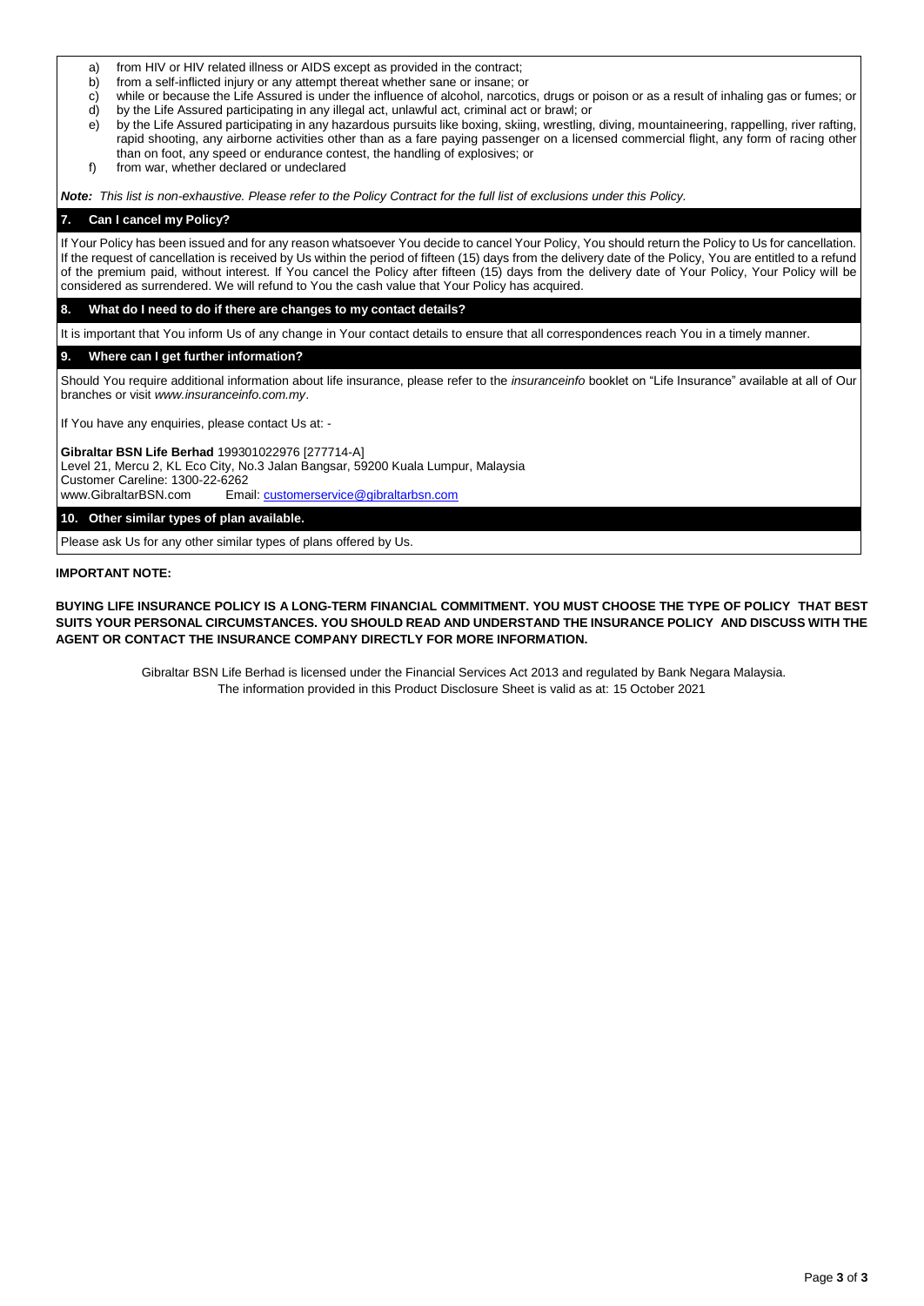a) from HIV or HIV related illness or AIDS except as provided in the contract;
b) from a self-inflicted injury or any attempt thereat whether sane or insane; or
c) while or because the Life Assured is under the influence of alcohol, narcotics, drugs or poison or as a result of inhaling gas or fumes; or
d) by the Life Assured participating in any illegal act, unlawful act, criminal act or brawl; or
e) by the Life Assured participating in any hazardous pursuits like boxing, skiing, wrestling, diving, mountaineering, rappelling, river rafting, rapid shooting, any airborne activities other than as a fare paying passenger on a licensed commercial flight, any form of racing other than on foot, any speed or endurance contest, the handling of explosives; or
f) from war, whether declared or undeclared

***Note:*** *This list is non-exhaustive. Please refer to the Policy Contract for the full list of exclusions under this Policy.*

## 7. Can I cancel my Policy?

If Your Policy has been issued and for any reason whatsoever You decide to cancel Your Policy, You should return the Policy to Us for cancellation. If the request of cancellation is received by Us within the period of fifteen (15) days from the delivery date of the Policy, You are entitled to a refund of the premium paid, without interest. If You cancel the Policy after fifteen (15) days from the delivery date of Your Policy, Your Policy will be considered as surrendered. We will refund to You the cash value that Your Policy has acquired.

## 8. What do I need to do if there are changes to my contact details?

It is important that You inform Us of any change in Your contact details to ensure that all correspondences reach You in a timely manner.

## 9. Where can I get further information?

Should You require additional information about life insurance, please refer to the *insuranceinfo* booklet on "Life Insurance" available at all of Our branches or visit *www.insuranceinfo.com.my*.

If You have any enquiries, please contact Us at: -

**Gibraltar BSN Life Berhad** 199301022976 [277714-A]
Level 21, Mercu 2, KL Eco City, No.3 Jalan Bangsar, 59200 Kuala Lumpur, Malaysia
Customer Careline: 1300-22-6262
www.GibraltarBSN.com Email: customerservice@gibraltarbsn.com

## 10. Other similar types of plan available.

Please ask Us for any other similar types of plans offered by Us.

**IMPORTANT NOTE:**

**BUYING LIFE INSURANCE POLICY IS A LONG-TERM FINANCIAL COMMITMENT. YOU MUST CHOOSE THE TYPE OF POLICY THAT BEST SUITS YOUR PERSONAL CIRCUMSTANCES. YOU SHOULD READ AND UNDERSTAND THE INSURANCE POLICY AND DISCUSS WITH THE AGENT OR CONTACT THE INSURANCE COMPANY DIRECTLY FOR MORE INFORMATION.**

Gibraltar BSN Life Berhad is licensed under the Financial Services Act 2013 and regulated by Bank Negara Malaysia.
The information provided in this Product Disclosure Sheet is valid as at: 15 October 2021